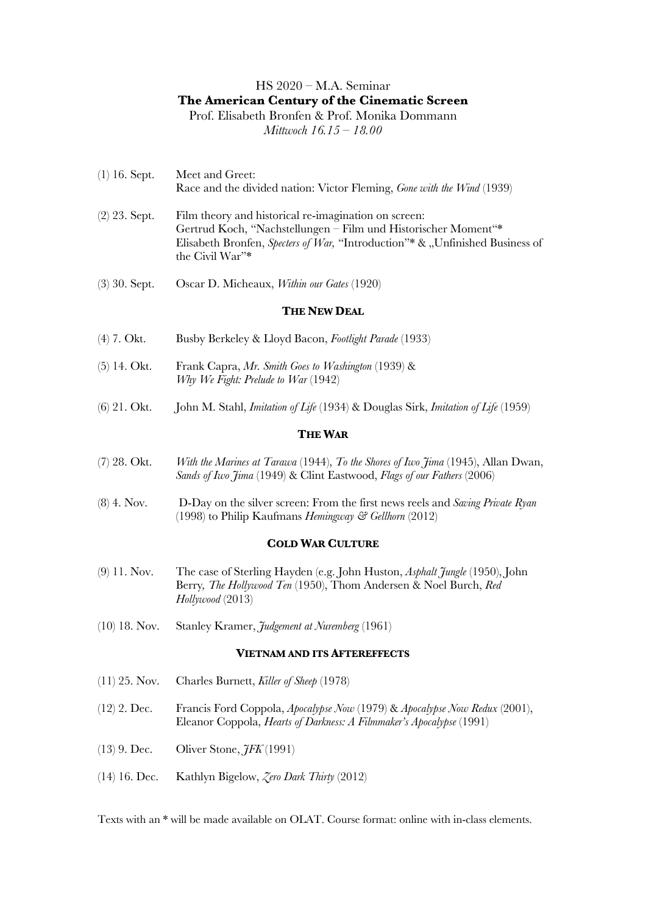HS 2020 – M.A. Seminar

# The American Century of the Cinematic Screen

Prof. Elisabeth Bronfen & Prof. Monika Dommann

*Mittwoch 16.15 – 18.00*

| | |
|---|---|
| (1) 16. Sept. | Meet and Greet: Race and the divided nation: Victor Fleming, *Gone with the Wind* (1939) |
| (2) 23. Sept. | Film theory and historical re-imagination on screen: Gertrud Koch, "Nachstellungen – Film und Historischer Moment"* Elisabeth Bronfen, *Specters of War,* "Introduction"* & „Unfinished Business of the Civil War"* |
| (3) 30. Sept. | Oscar D. Micheaux, *Within our Gates* (1920) |

## THE NEW DEAL

| | |
|---|---|
| (4) 7. Okt. | Busby Berkeley & Lloyd Bacon, *Footlight Parade* (1933) |
| (5) 14. Okt. | Frank Capra, *Mr. Smith Goes to Washington* (1939) & *Why We Fight: Prelude to War* (1942) |
| (6) 21. Okt. | John M. Stahl, *Imitation of Life* (1934) & Douglas Sirk, *Imitation of Life* (1959) |

## THE WAR

| | |
|---|---|
| (7) 28. Okt. | *With the Marines at Tarawa* (1944), *To the Shores of Iwo Jima* (1945), Allan Dwan, *Sands of Iwo Jima* (1949) & Clint Eastwood, *Flags of our Fathers* (2006) |
| (8) 4. Nov. | D-Day on the silver screen: From the first news reels and *Saving Private Ryan* (1998) to Philip Kaufmans *Hemingway & Gellhorn* (2012) |

## COLD WAR CULTURE

| | |
|---|---|
| (9) 11. Nov. | The case of Sterling Hayden (e.g. John Huston, *Asphalt Jungle* (1950), John Berry, *The Hollywood Ten* (1950), Thom Andersen & Noel Burch, *Red Hollywood* (2013) |
| (10) 18. Nov. | Stanley Kramer, *Judgement at Nuremberg* (1961) |

## VIETNAM AND ITS AFTEREFFECTS

| | |
|---|---|
| (11) 25. Nov. | Charles Burnett, *Killer of Sheep* (1978) |
| (12) 2. Dec. | Francis Ford Coppola, *Apocalypse Now* (1979) & *Apocalypse Now Redux* (2001), Eleanor Coppola, *Hearts of Darkness: A Filmmaker's Apocalypse* (1991) |
| (13) 9. Dec. | Oliver Stone, *JFK* (1991) |
| (14) 16. Dec. | Kathlyn Bigelow, *Zero Dark Thirty* (2012) |

Texts with an * will be made available on OLAT. Course format: online with in-class elements.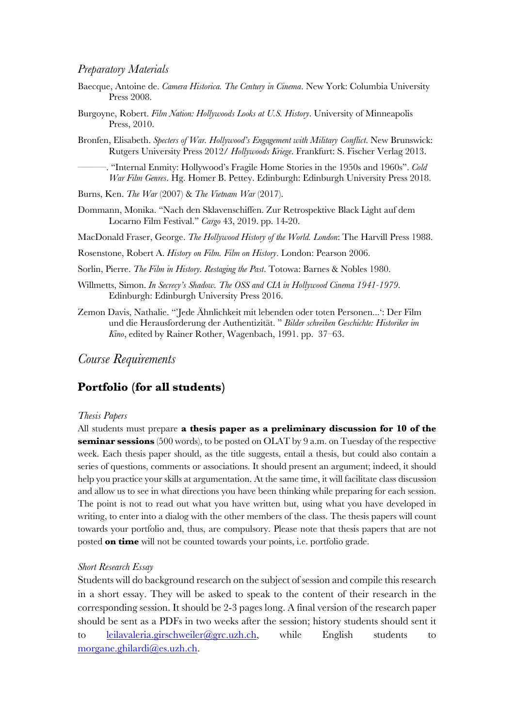*Preparatory Materials*

Baecque, Antoine de. *Camera Historica. The Century in Cinema*. New York: Columbia University Press 2008.

Burgoyne, Robert. *Film Nation: Hollywoods Looks at U.S. History*. University of Minneapolis Press, 2010.

Bronfen, Elisabeth. *Specters of War. Hollywood's Engagement with Military Conflict*. New Brunswick: Rutgers University Press 2012/ *Hollywoods Kriege*. Frankfurt: S. Fischer Verlag 2013.

———. "Internal Enmity: Hollywood's Fragile Home Stories in the 1950s and 1960s". *Cold War Film Genres*. Hg. Homer B. Pettey. Edinburgh: Edinburgh University Press 2018.

Burns, Ken. *The War* (2007) & *The Vietnam War* (2017).

Dommann, Monika. "Nach den Sklavenschiffen. Zur Retrospektive Black Light auf dem Locarno Film Festival." *Cargo* 43, 2019. pp. 14-20.

MacDonald Fraser, George. *The Hollywood History of the World. London*: The Harvill Press 1988.

Rosenstone, Robert A. *History on Film. Film on History*. London: Pearson 2006.

Sorlin, Pierre. *The Film in History. Restaging the Past*. Totowa: Barnes & Nobles 1980.

Willmetts, Simon. *In Secrecy's Shadow. The OSS and CIA in Hollywood Cinema 1941-1979*. Edinburgh: Edinburgh University Press 2016.

Zemon Davis, Nathalie. "'Jede Ähnlichkeit mit lebenden oder toten Personen...': Der Film und die Herausforderung der Authentizität. " *Bilder schreiben Geschichte: Historiker im Kino*, edited by Rainer Rother, Wagenbach, 1991. pp. 37–63.

## *Course Requirements*

## Portfolio (for all students)

*Thesis Papers*

All students must prepare **a thesis paper as a preliminary discussion for 10 of the seminar sessions** (500 words), to be posted on OLAT by 9 a.m. on Tuesday of the respective week. Each thesis paper should, as the title suggests, entail a thesis, but could also contain a series of questions, comments or associations. It should present an argument; indeed, it should help you practice your skills at argumentation. At the same time, it will facilitate class discussion and allow us to see in what directions you have been thinking while preparing for each session. The point is not to read out what you have written but, using what you have developed in writing, to enter into a dialog with the other members of the class. The thesis papers will count towards your portfolio and, thus, are compulsory. Please note that thesis papers that are not posted **on time** will not be counted towards your points, i.e. portfolio grade.

*Short Research Essay*

Students will do background research on the subject of session and compile this research in a short essay. They will be asked to speak to the content of their research in the corresponding session. It should be 2-3 pages long. A final version of the research paper should be sent as a PDFs in two weeks after the session; history students should sent it to leilavaleria.girschweiler@grc.uzh.ch, while English students to morgane.ghilardi@es.uzh.ch.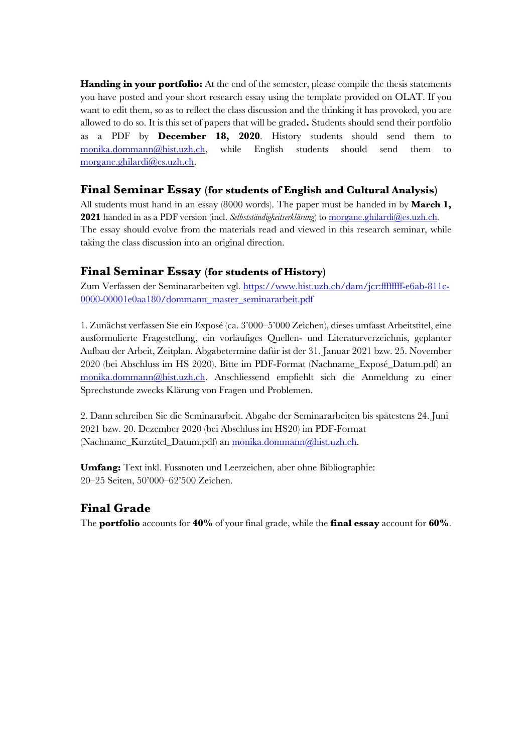**Handing in your portfolio:** At the end of the semester, please compile the thesis statements you have posted and your short research essay using the template provided on OLAT. If you want to edit them, so as to reflect the class discussion and the thinking it has provoked, you are allowed to do so. It is this set of papers that will be graded**.** Students should send their portfolio as a PDF by **December 18, 2020**. History students should send them to monika.dommann@hist.uzh.ch, while English students should send them to morgane.ghilardi@es.uzh.ch.

## Final Seminar Essay (for students of English and Cultural Analysis)

All students must hand in an essay (8000 words). The paper must be handed in by **March 1, 2021** handed in as a PDF version (incl. *Selbstständigkeitserklärung*) to morgane.ghilardi@es.uzh.ch. The essay should evolve from the materials read and viewed in this research seminar, while taking the class discussion into an original direction.

## Final Seminar Essay (for students of History)

Zum Verfassen der Seminararbeiten vgl. https://www.hist.uzh.ch/dam/jcr:ffffffff-e6ab-811c-0000-00001e0aa180/dommann_master_seminararbeit.pdf

1. Zunächst verfassen Sie ein Exposé (ca. 3'000–5'000 Zeichen), dieses umfasst Arbeitstitel, eine ausformulierte Fragestellung, ein vorläufiges Quellen- und Literaturverzeichnis, geplanter Aufbau der Arbeit, Zeitplan. Abgabetermine dafür ist der 31. Januar 2021 bzw. 25. November 2020 (bei Abschluss im HS 2020). Bitte im PDF-Format (Nachname_Exposé_Datum.pdf) an monika.dommann@hist.uzh.ch. Anschliessend empfiehlt sich die Anmeldung zu einer Sprechstunde zwecks Klärung von Fragen und Problemen.

2. Dann schreiben Sie die Seminararbeit. Abgabe der Seminararbeiten bis spätestens 24. Juni 2021 bzw. 20. Dezember 2020 (bei Abschluss im HS20) im PDF-Format (Nachname_Kurztitel_Datum.pdf) an monika.dommann@hist.uzh.ch.

**Umfang:** Text inkl. Fussnoten und Leerzeichen, aber ohne Bibliographie:
20–25 Seiten, 50'000–62'500 Zeichen.

## Final Grade

The **portfolio** accounts for **40%** of your final grade, while the **final essay** account for **60%**.